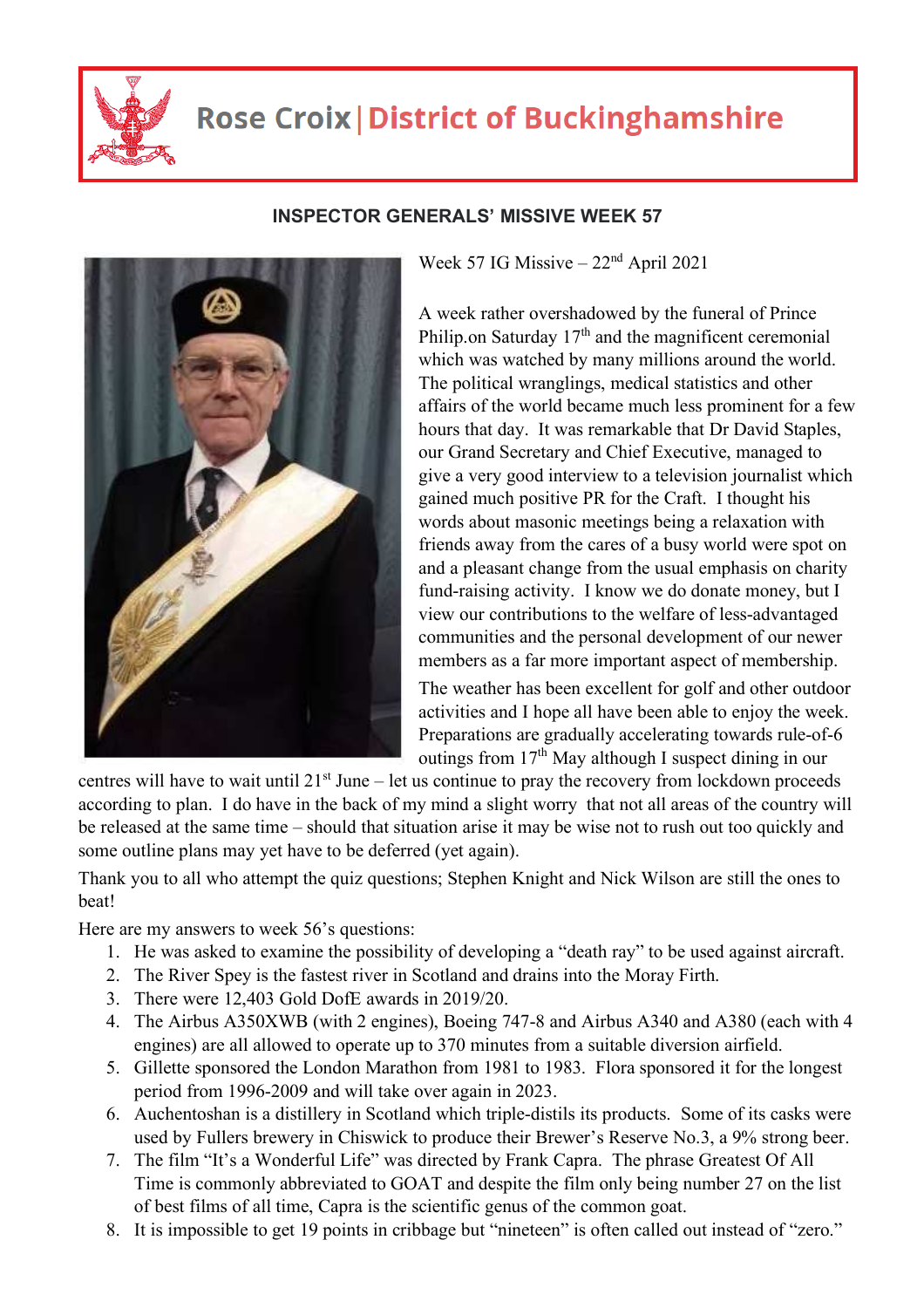# Rose Croix | District of Buckinghamshire

## INSPECTOR GENERALS' MISSIVE WEEK 57

Week 57 IG Missive – 22nd April 2021

A week rather overshadowed by the funeral of Prince Philip.on Saturday 17th and the magnificent ceremonial which was watched by many millions around the world. The political wranglings, medical statistics and other affairs of the world became much less prominent for a few hours that day. It was remarkable that Dr David Staples, our Grand Secretary and Chief Executive, managed to give a very good interview to a television journalist which gained much positive PR for the Craft. I thought his words about masonic meetings being a relaxation with friends away from the cares of a busy world were spot on and a pleasant change from the usual emphasis on charity fund-raising activity. I know we do donate money, but I view our contributions to the welfare of less-advantaged communities and the personal development of our newer members as a far more important aspect of membership.

The weather has been excellent for golf and other outdoor activities and I hope all have been able to enjoy the week. Preparations are gradually accelerating towards rule-of-6 outings from 17th May although I suspect dining in our centres will have to wait until 21st June – let us continue to pray the recovery from lockdown proceeds according to plan. I do have in the back of my mind a slight worry that not all areas of the country will be released at the same time – should that situation arise it may be wise not to rush out too quickly and some outline plans may yet have to be deferred (yet again).

Thank you to all who attempt the quiz questions; Stephen Knight and Nick Wilson are still the ones to beat!

Here are my answers to week 56's questions:

1. He was asked to examine the possibility of developing a "death ray" to be used against aircraft.
2. The River Spey is the fastest river in Scotland and drains into the Moray Firth.
3. There were 12,403 Gold DofE awards in 2019/20.
4. The Airbus A350XWB (with 2 engines), Boeing 747-8 and Airbus A340 and A380 (each with 4 engines) are all allowed to operate up to 370 minutes from a suitable diversion airfield.
5. Gillette sponsored the London Marathon from 1981 to 1983. Flora sponsored it for the longest period from 1996-2009 and will take over again in 2023.
6. Auchentoshan is a distillery in Scotland which triple-distils its products. Some of its casks were used by Fullers brewery in Chiswick to produce their Brewer's Reserve No.3, a 9% strong beer.
7. The film "It's a Wonderful Life" was directed by Frank Capra. The phrase Greatest Of All Time is commonly abbreviated to GOAT and despite the film only being number 27 on the list of best films of all time, Capra is the scientific genus of the common goat.
8. It is impossible to get 19 points in cribbage but "nineteen" is often called out instead of "zero."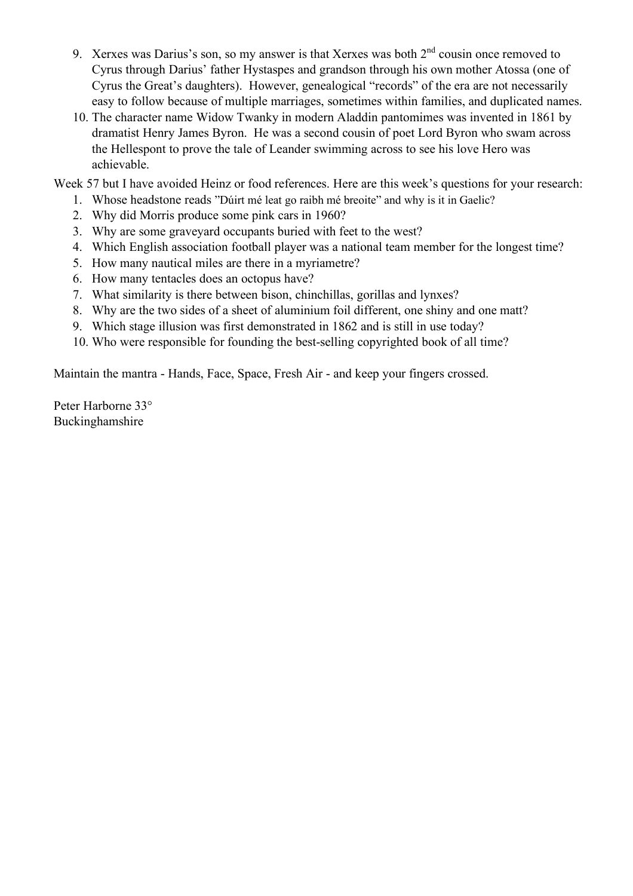9. Xerxes was Darius's son, so my answer is that Xerxes was both 2nd cousin once removed to Cyrus through Darius' father Hystaspes and grandson through his own mother Atossa (one of Cyrus the Great's daughters). However, genealogical "records" of the era are not necessarily easy to follow because of multiple marriages, sometimes within families, and duplicated names.
10. The character name Widow Twanky in modern Aladdin pantomimes was invented in 1861 by dramatist Henry James Byron. He was a second cousin of poet Lord Byron who swam across the Hellespont to prove the tale of Leander swimming across to see his love Hero was achievable.

Week 57 but I have avoided Heinz or food references. Here are this week's questions for your research:

1. Whose headstone reads "Dúirt mé leat go raibh mé breoite" and why is it in Gaelic?
2. Why did Morris produce some pink cars in 1960?
3. Why are some graveyard occupants buried with feet to the west?
4. Which English association football player was a national team member for the longest time?
5. How many nautical miles are there in a myriametre?
6. How many tentacles does an octopus have?
7. What similarity is there between bison, chinchillas, gorillas and lynxes?
8. Why are the two sides of a sheet of aluminium foil different, one shiny and one matt?
9. Which stage illusion was first demonstrated in 1862 and is still in use today?
10. Who were responsible for founding the best-selling copyrighted book of all time?

Maintain the mantra - Hands, Face, Space, Fresh Air - and keep your fingers crossed.

Peter Harborne 33°
Buckinghamshire